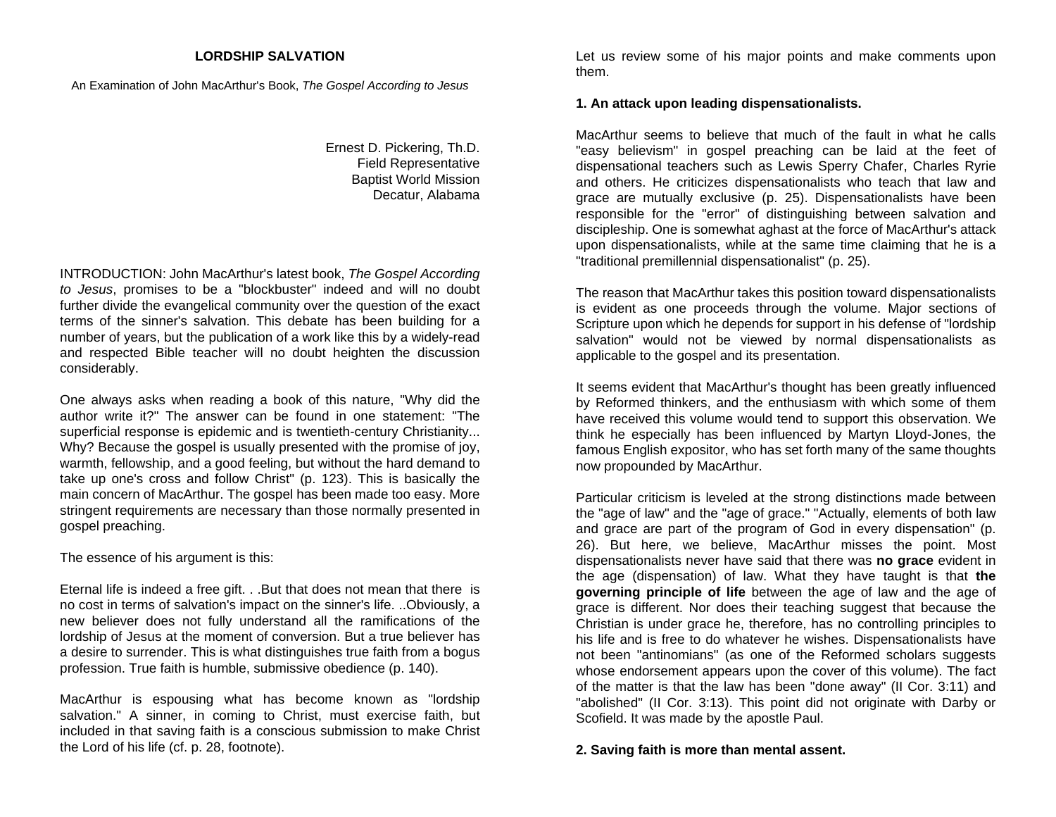# LORDSHIP SALVATION

An Examination of John MacArthur's Book, *The Gospel According to Jesus*

Ernest D. Pickering, Th.D.
Field Representative
Baptist World Mission
Decatur, Alabama

INTRODUCTION: John MacArthur's latest book, *The Gospel According to Jesus*, promises to be a "blockbuster" indeed and will no doubt further divide the evangelical community over the question of the exact terms of the sinner's salvation. This debate has been building for a number of years, but the publication of a work like this by a widely-read and respected Bible teacher will no doubt heighten the discussion considerably.

One always asks when reading a book of this nature, "Why did the author write it?" The answer can be found in one statement: "The superficial response is epidemic and is twentieth-century Christianity... Why? Because the gospel is usually presented with the promise of joy, warmth, fellowship, and a good feeling, but without the hard demand to take up one's cross and follow Christ" (p. 123). This is basically the main concern of MacArthur. The gospel has been made too easy. More stringent requirements are necessary than those normally presented in gospel preaching.

The essence of his argument is this:

Eternal life is indeed a free gift. . .But that does not mean that there is no cost in terms of salvation's impact on the sinner's life. ..Obviously, a new believer does not fully understand all the ramifications of the lordship of Jesus at the moment of conversion. But a true believer has a desire to surrender. This is what distinguishes true faith from a bogus profession. True faith is humble, submissive obedience (p. 140).

MacArthur is espousing what has become known as "lordship salvation." A sinner, in coming to Christ, must exercise faith, but included in that saving faith is a conscious submission to make Christ the Lord of his life (cf. p. 28, footnote).

Let us review some of his major points and make comments upon them.

**1. An attack upon leading dispensationalists.**

MacArthur seems to believe that much of the fault in what he calls "easy believism" in gospel preaching can be laid at the feet of dispensational teachers such as Lewis Sperry Chafer, Charles Ryrie and others. He criticizes dispensationalists who teach that law and grace are mutually exclusive (p. 25). Dispensationalists have been responsible for the "error" of distinguishing between salvation and discipleship. One is somewhat aghast at the force of MacArthur's attack upon dispensationalists, while at the same time claiming that he is a "traditional premillennial dispensationalist" (p. 25).

The reason that MacArthur takes this position toward dispensationalists is evident as one proceeds through the volume. Major sections of Scripture upon which he depends for support in his defense of "lordship salvation" would not be viewed by normal dispensationalists as applicable to the gospel and its presentation.

It seems evident that MacArthur's thought has been greatly influenced by Reformed thinkers, and the enthusiasm with which some of them have received this volume would tend to support this observation. We think he especially has been influenced by Martyn Lloyd-Jones, the famous English expositor, who has set forth many of the same thoughts now propounded by MacArthur.

Particular criticism is leveled at the strong distinctions made between the "age of law" and the "age of grace." "Actually, elements of both law and grace are part of the program of God in every dispensation" (p. 26). But here, we believe, MacArthur misses the point. Most dispensationalists never have said that there was **no grace** evident in the age (dispensation) of law. What they have taught is that **the governing principle of life** between the age of law and the age of grace is different. Nor does their teaching suggest that because the Christian is under grace he, therefore, has no controlling principles to his life and is free to do whatever he wishes. Dispensationalists have not been "antinomians" (as one of the Reformed scholars suggests whose endorsement appears upon the cover of this volume). The fact of the matter is that the law has been "done away" (II Cor. 3:11) and "abolished" (II Cor. 3:13). This point did not originate with Darby or Scofield. It was made by the apostle Paul.

**2. Saving faith is more than mental assent.**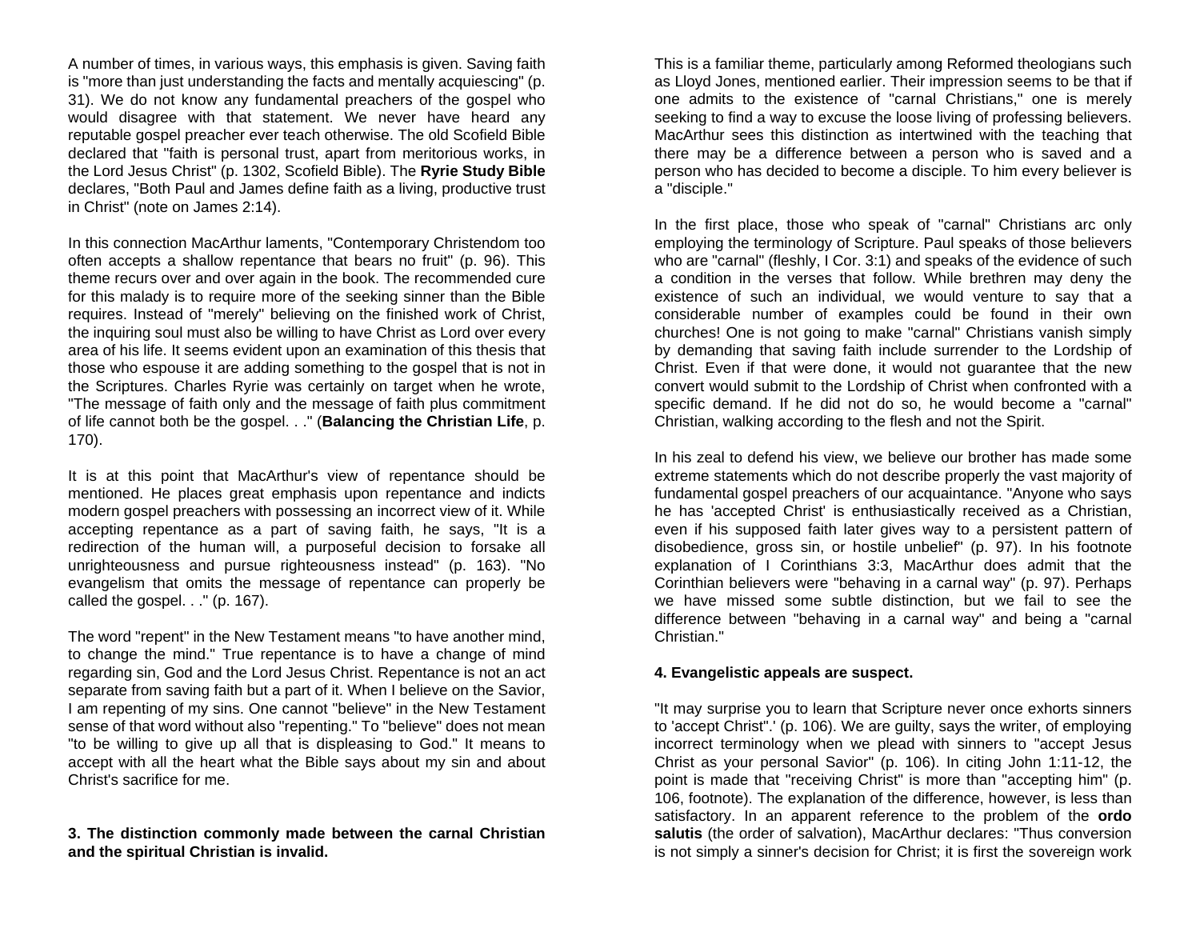A number of times, in various ways, this emphasis is given. Saving faith is "more than just understanding the facts and mentally acquiescing" (p. 31). We do not know any fundamental preachers of the gospel who would disagree with that statement. We never have heard any reputable gospel preacher ever teach otherwise. The old Scofield Bible declared that "faith is personal trust, apart from meritorious works, in the Lord Jesus Christ" (p. 1302, Scofield Bible). The **Ryrie Study Bible** declares, "Both Paul and James define faith as a living, productive trust in Christ" (note on James 2:14).

In this connection MacArthur laments, "Contemporary Christendom too often accepts a shallow repentance that bears no fruit" (p. 96). This theme recurs over and over again in the book. The recommended cure for this malady is to require more of the seeking sinner than the Bible requires. Instead of "merely" believing on the finished work of Christ, the inquiring soul must also be willing to have Christ as Lord over every area of his life. It seems evident upon an examination of this thesis that those who espouse it are adding something to the gospel that is not in the Scriptures. Charles Ryrie was certainly on target when he wrote, "The message of faith only and the message of faith plus commitment of life cannot both be the gospel. . ." (**Balancing the Christian Life**, p. 170).

It is at this point that MacArthur's view of repentance should be mentioned. He places great emphasis upon repentance and indicts modern gospel preachers with possessing an incorrect view of it. While accepting repentance as a part of saving faith, he says, "It is a redirection of the human will, a purposeful decision to forsake all unrighteousness and pursue righteousness instead" (p. 163). "No evangelism that omits the message of repentance can properly be called the gospel. . ." (p. 167).

The word "repent" in the New Testament means "to have another mind, to change the mind." True repentance is to have a change of mind regarding sin, God and the Lord Jesus Christ. Repentance is not an act separate from saving faith but a part of it. When I believe on the Savior, I am repenting of my sins. One cannot "believe" in the New Testament sense of that word without also "repenting." To "believe" does not mean "to be willing to give up all that is displeasing to God." It means to accept with all the heart what the Bible says about my sin and about Christ's sacrifice for me.

**3. The distinction commonly made between the carnal Christian and the spiritual Christian is invalid.**

This is a familiar theme, particularly among Reformed theologians such as Lloyd Jones, mentioned earlier. Their impression seems to be that if one admits to the existence of "carnal Christians," one is merely seeking to find a way to excuse the loose living of professing believers. MacArthur sees this distinction as intertwined with the teaching that there may be a difference between a person who is saved and a person who has decided to become a disciple. To him every believer is a "disciple."

In the first place, those who speak of "carnal" Christians arc only employing the terminology of Scripture. Paul speaks of those believers who are "carnal" (fleshly, I Cor. 3:1) and speaks of the evidence of such a condition in the verses that follow. While brethren may deny the existence of such an individual, we would venture to say that a considerable number of examples could be found in their own churches! One is not going to make "carnal" Christians vanish simply by demanding that saving faith include surrender to the Lordship of Christ. Even if that were done, it would not guarantee that the new convert would submit to the Lordship of Christ when confronted with a specific demand. If he did not do so, he would become a "carnal" Christian, walking according to the flesh and not the Spirit.

In his zeal to defend his view, we believe our brother has made some extreme statements which do not describe properly the vast majority of fundamental gospel preachers of our acquaintance. "Anyone who says he has 'accepted Christ' is enthusiastically received as a Christian, even if his supposed faith later gives way to a persistent pattern of disobedience, gross sin, or hostile unbelief" (p. 97). In his footnote explanation of I Corinthians 3:3, MacArthur does admit that the Corinthian believers were "behaving in a carnal way" (p. 97). Perhaps we have missed some subtle distinction, but we fail to see the difference between "behaving in a carnal way" and being a "carnal Christian."

**4. Evangelistic appeals are suspect.**

"It may surprise you to learn that Scripture never once exhorts sinners to 'accept Christ".' (p. 106). We are guilty, says the writer, of employing incorrect terminology when we plead with sinners to "accept Jesus Christ as your personal Savior" (p. 106). In citing John 1:11-12, the point is made that "receiving Christ" is more than "accepting him" (p. 106, footnote). The explanation of the difference, however, is less than satisfactory. In an apparent reference to the problem of the **ordo salutis** (the order of salvation), MacArthur declares: "Thus conversion is not simply a sinner's decision for Christ; it is first the sovereign work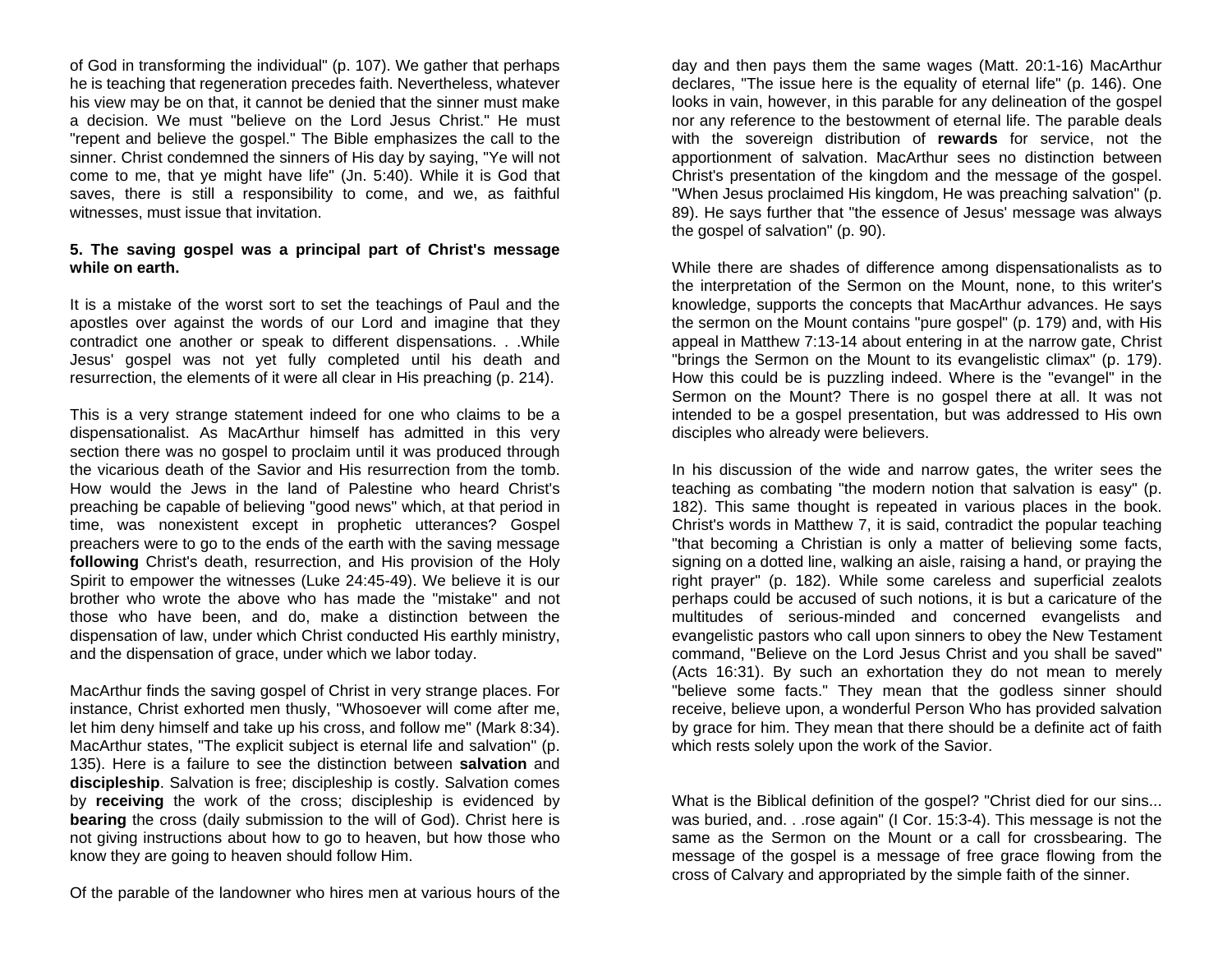of God in transforming the individual" (p. 107). We gather that perhaps he is teaching that regeneration precedes faith. Nevertheless, whatever his view may be on that, it cannot be denied that the sinner must make a decision. We must "believe on the Lord Jesus Christ." He must "repent and believe the gospel." The Bible emphasizes the call to the sinner. Christ condemned the sinners of His day by saying, "Ye will not come to me, that ye might have life" (Jn. 5:40). While it is God that saves, there is still a responsibility to come, and we, as faithful witnesses, must issue that invitation.

**5. The saving gospel was a principal part of Christ's message while on earth.**

It is a mistake of the worst sort to set the teachings of Paul and the apostles over against the words of our Lord and imagine that they contradict one another or speak to different dispensations. . .While Jesus' gospel was not yet fully completed until his death and resurrection, the elements of it were all clear in His preaching (p. 214).

This is a very strange statement indeed for one who claims to be a dispensationalist. As MacArthur himself has admitted in this very section there was no gospel to proclaim until it was produced through the vicarious death of the Savior and His resurrection from the tomb. How would the Jews in the land of Palestine who heard Christ's preaching be capable of believing "good news" which, at that period in time, was nonexistent except in prophetic utterances? Gospel preachers were to go to the ends of the earth with the saving message **following** Christ's death, resurrection, and His provision of the Holy Spirit to empower the witnesses (Luke 24:45-49). We believe it is our brother who wrote the above who has made the "mistake" and not those who have been, and do, make a distinction between the dispensation of law, under which Christ conducted His earthly ministry, and the dispensation of grace, under which we labor today.

MacArthur finds the saving gospel of Christ in very strange places. For instance, Christ exhorted men thusly, "Whosoever will come after me, let him deny himself and take up his cross, and follow me" (Mark 8:34). MacArthur states, "The explicit subject is eternal life and salvation" (p. 135). Here is a failure to see the distinction between **salvation** and **discipleship**. Salvation is free; discipleship is costly. Salvation comes by **receiving** the work of the cross; discipleship is evidenced by **bearing** the cross (daily submission to the will of God). Christ here is not giving instructions about how to go to heaven, but how those who know they are going to heaven should follow Him.

Of the parable of the landowner who hires men at various hours of the day and then pays them the same wages (Matt. 20:1-16) MacArthur declares, "The issue here is the equality of eternal life" (p. 146). One looks in vain, however, in this parable for any delineation of the gospel nor any reference to the bestowment of eternal life. The parable deals with the sovereign distribution of **rewards** for service, not the apportionment of salvation. MacArthur sees no distinction between Christ's presentation of the kingdom and the message of the gospel. "When Jesus proclaimed His kingdom, He was preaching salvation" (p. 89). He says further that "the essence of Jesus' message was always the gospel of salvation" (p. 90).

While there are shades of difference among dispensationalists as to the interpretation of the Sermon on the Mount, none, to this writer's knowledge, supports the concepts that MacArthur advances. He says the sermon on the Mount contains "pure gospel" (p. 179) and, with His appeal in Matthew 7:13-14 about entering in at the narrow gate, Christ "brings the Sermon on the Mount to its evangelistic climax" (p. 179). How this could be is puzzling indeed. Where is the "evangel" in the Sermon on the Mount? There is no gospel there at all. It was not intended to be a gospel presentation, but was addressed to His own disciples who already were believers.

In his discussion of the wide and narrow gates, the writer sees the teaching as combating "the modern notion that salvation is easy" (p. 182). This same thought is repeated in various places in the book. Christ's words in Matthew 7, it is said, contradict the popular teaching "that becoming a Christian is only a matter of believing some facts, signing on a dotted line, walking an aisle, raising a hand, or praying the right prayer" (p. 182). While some careless and superficial zealots perhaps could be accused of such notions, it is but a caricature of the multitudes of serious-minded and concerned evangelists and evangelistic pastors who call upon sinners to obey the New Testament command, "Believe on the Lord Jesus Christ and you shall be saved" (Acts 16:31). By such an exhortation they do not mean to merely "believe some facts." They mean that the godless sinner should receive, believe upon, a wonderful Person Who has provided salvation by grace for him. They mean that there should be a definite act of faith which rests solely upon the work of the Savior.

What is the Biblical definition of the gospel? "Christ died for our sins... was buried, and. . .rose again" (I Cor. 15:3-4). This message is not the same as the Sermon on the Mount or a call for crossbearing. The message of the gospel is a message of free grace flowing from the cross of Calvary and appropriated by the simple faith of the sinner.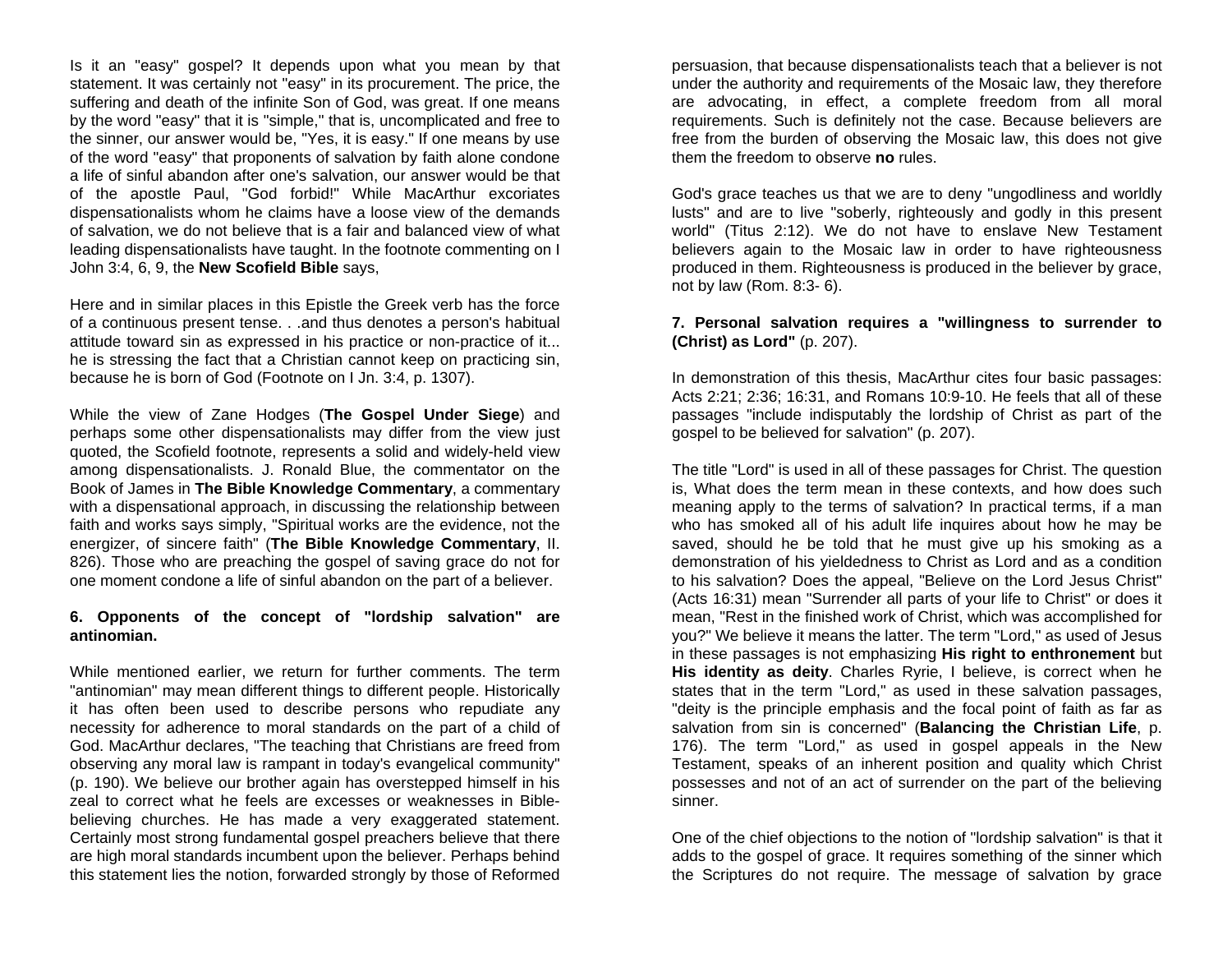Is it an "easy" gospel? It depends upon what you mean by that statement. It was certainly not "easy" in its procurement. The price, the suffering and death of the infinite Son of God, was great. If one means by the word "easy" that it is "simple," that is, uncomplicated and free to the sinner, our answer would be, "Yes, it is easy." If one means by use of the word "easy" that proponents of salvation by faith alone condone a life of sinful abandon after one's salvation, our answer would be that of the apostle Paul, "God forbid!" While MacArthur excoriates dispensationalists whom he claims have a loose view of the demands of salvation, we do not believe that is a fair and balanced view of what leading dispensationalists have taught. In the footnote commenting on I John 3:4, 6, 9, the **New Scofield Bible** says,

Here and in similar places in this Epistle the Greek verb has the force of a continuous present tense. . .and thus denotes a person's habitual attitude toward sin as expressed in his practice or non-practice of it... he is stressing the fact that a Christian cannot keep on practicing sin, because he is born of God (Footnote on I Jn. 3:4, p. 1307).

While the view of Zane Hodges (**The Gospel Under Siege**) and perhaps some other dispensationalists may differ from the view just quoted, the Scofield footnote, represents a solid and widely-held view among dispensationalists. J. Ronald Blue, the commentator on the Book of James in **The Bible Knowledge Commentary**, a commentary with a dispensational approach, in discussing the relationship between faith and works says simply, "Spiritual works are the evidence, not the energizer, of sincere faith" (**The Bible Knowledge Commentary**, II. 826). Those who are preaching the gospel of saving grace do not for one moment condone a life of sinful abandon on the part of a believer.

**6. Opponents of the concept of "lordship salvation" are antinomian.**

While mentioned earlier, we return for further comments. The term "antinomian" may mean different things to different people. Historically it has often been used to describe persons who repudiate any necessity for adherence to moral standards on the part of a child of God. MacArthur declares, "The teaching that Christians are freed from observing any moral law is rampant in today's evangelical community" (p. 190). We believe our brother again has overstepped himself in his zeal to correct what he feels are excesses or weaknesses in Bible-believing churches. He has made a very exaggerated statement. Certainly most strong fundamental gospel preachers believe that there are high moral standards incumbent upon the believer. Perhaps behind this statement lies the notion, forwarded strongly by those of Reformed persuasion, that because dispensationalists teach that a believer is not under the authority and requirements of the Mosaic law, they therefore are advocating, in effect, a complete freedom from all moral requirements. Such is definitely not the case. Because believers are free from the burden of observing the Mosaic law, this does not give them the freedom to observe **no** rules.

God's grace teaches us that we are to deny "ungodliness and worldly lusts" and are to live "soberly, righteously and godly in this present world" (Titus 2:12). We do not have to enslave New Testament believers again to the Mosaic law in order to have righteousness produced in them. Righteousness is produced in the believer by grace, not by law (Rom. 8:3- 6).

**7. Personal salvation requires a "willingness to surrender to (Christ) as Lord"** (p. 207).

In demonstration of this thesis, MacArthur cites four basic passages: Acts 2:21; 2:36; 16:31, and Romans 10:9-10. He feels that all of these passages "include indisputably the lordship of Christ as part of the gospel to be believed for salvation" (p. 207).

The title "Lord" is used in all of these passages for Christ. The question is, What does the term mean in these contexts, and how does such meaning apply to the terms of salvation? In practical terms, if a man who has smoked all of his adult life inquires about how he may be saved, should he be told that he must give up his smoking as a demonstration of his yieldedness to Christ as Lord and as a condition to his salvation? Does the appeal, "Believe on the Lord Jesus Christ" (Acts 16:31) mean "Surrender all parts of your life to Christ" or does it mean, "Rest in the finished work of Christ, which was accomplished for you?" We believe it means the latter. The term "Lord," as used of Jesus in these passages is not emphasizing **His right to enthronement** but **His identity as deity**. Charles Ryrie, I believe, is correct when he states that in the term "Lord," as used in these salvation passages, "deity is the principle emphasis and the focal point of faith as far as salvation from sin is concerned" (**Balancing the Christian Life**, p. 176). The term "Lord," as used in gospel appeals in the New Testament, speaks of an inherent position and quality which Christ possesses and not of an act of surrender on the part of the believing sinner.

One of the chief objections to the notion of "lordship salvation" is that it adds to the gospel of grace. It requires something of the sinner which the Scriptures do not require. The message of salvation by grace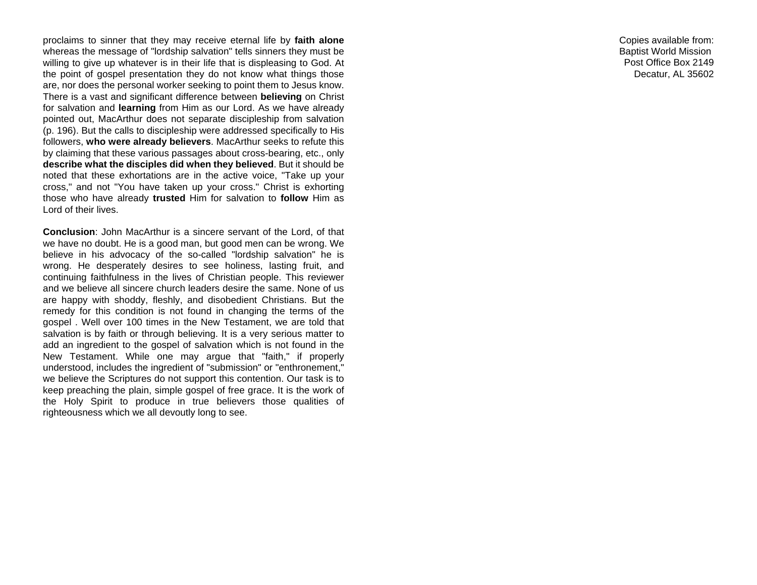proclaims to sinner that they may receive eternal life by **faith alone** whereas the message of "lordship salvation" tells sinners they must be willing to give up whatever is in their life that is displeasing to God. At the point of gospel presentation they do not know what things those are, nor does the personal worker seeking to point them to Jesus know. There is a vast and significant difference between **believing** on Christ for salvation and **learning** from Him as our Lord. As we have already pointed out, MacArthur does not separate discipleship from salvation (p. 196). But the calls to discipleship were addressed specifically to His followers, **who were already believers**. MacArthur seeks to refute this by claiming that these various passages about cross-bearing, etc., only **describe what the disciples did when they believed**. But it should be noted that these exhortations are in the active voice, "Take up your cross," and not "You have taken up your cross." Christ is exhorting those who have already **trusted** Him for salvation to **follow** Him as Lord of their lives.

**Conclusion**: John MacArthur is a sincere servant of the Lord, of that we have no doubt. He is a good man, but good men can be wrong. We believe in his advocacy of the so-called "lordship salvation" he is wrong. He desperately desires to see holiness, lasting fruit, and continuing faithfulness in the lives of Christian people. This reviewer and we believe all sincere church leaders desire the same. None of us are happy with shoddy, fleshly, and disobedient Christians. But the remedy for this condition is not found in changing the terms of the gospel . Well over 100 times in the New Testament, we are told that salvation is by faith or through believing. It is a very serious matter to add an ingredient to the gospel of salvation which is not found in the New Testament. While one may argue that "faith," if properly understood, includes the ingredient of "submission" or "enthronement," we believe the Scriptures do not support this contention. Our task is to keep preaching the plain, simple gospel of free grace. It is the work of the Holy Spirit to produce in true believers those qualities of righteousness which we all devoutly long to see.

Copies available from:
Baptist World Mission
Post Office Box 2149
Decatur, AL 35602